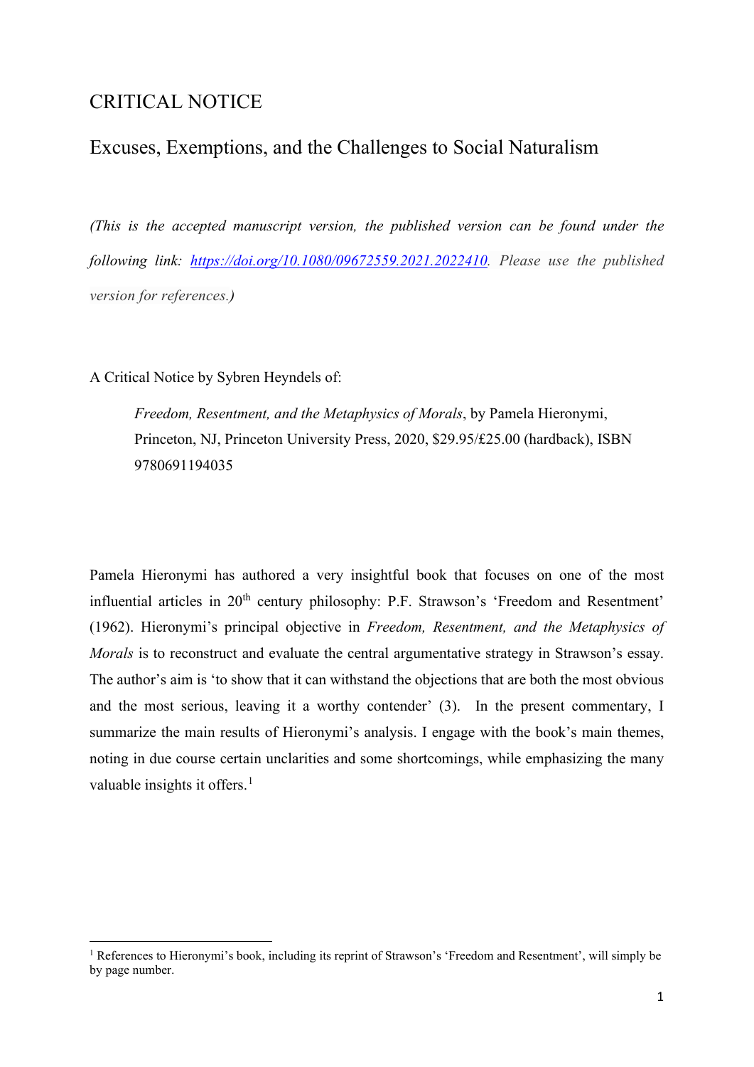# CRITICAL NOTICE

## Excuses, Exemptions, and the Challenges to Social Naturalism

*(This is the accepted manuscript version, the published version can be found under the following link: [https://doi.org/10.1080/09672559.2021.2022410](https://doi.org/10.1080/09672559.2021.2022410). Please use the published version for references.)*

A Critical Notice by Sybren Heyndels of:

> *Freedom, Resentment, and the Metaphysics of Morals*, by Pamela Hieronymi, Princeton, NJ, Princeton University Press, 2020, $29.95/£25.00 (hardback), ISBN 9780691194035

Pamela Hieronymi has authored a very insightful book that focuses on one of the most influential articles in 20th century philosophy: P.F. Strawson's 'Freedom and Resentment' (1962). Hieronymi's principal objective in *Freedom, Resentment, and the Metaphysics of Morals* is to reconstruct and evaluate the central argumentative strategy in Strawson's essay. The author's aim is 'to show that it can withstand the objections that are both the most obvious and the most serious, leaving it a worthy contender' (3). In the present commentary, I summarize the main results of Hieronymi's analysis. I engage with the book's main themes, noting in due course certain unclarities and some shortcomings, while emphasizing the many valuable insights it offers.[1]

[1] References to Hieronymi's book, including its reprint of Strawson's 'Freedom and Resentment', will simply be by page number.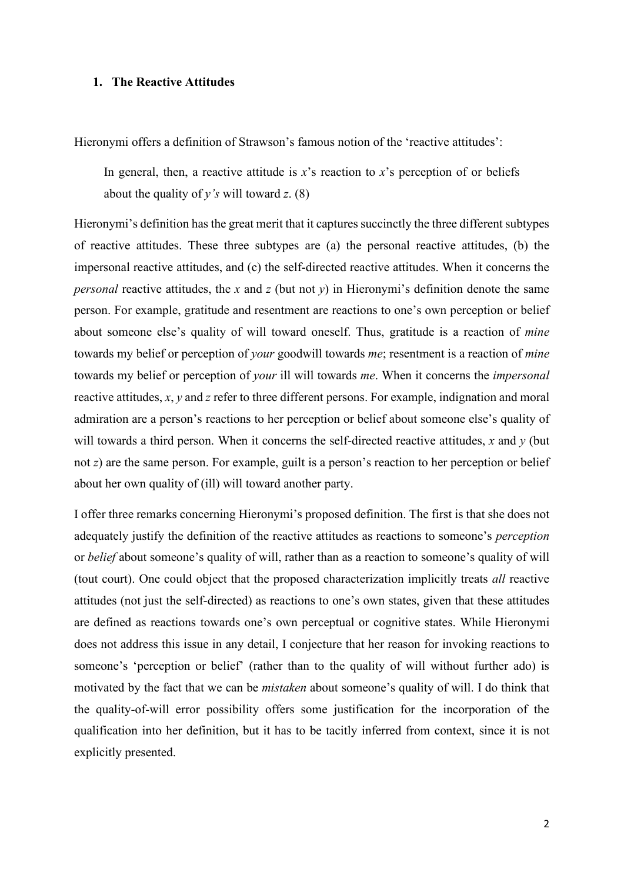## 1. The Reactive Attitudes

Hieronymi offers a definition of Strawson's famous notion of the 'reactive attitudes':

> In general, then, a reactive attitude is *x*'s reaction to *x*'s perception of or beliefs about the quality of *y's* will toward *z*. (8)

Hieronymi's definition has the great merit that it captures succinctly the three different subtypes of reactive attitudes. These three subtypes are (a) the personal reactive attitudes, (b) the impersonal reactive attitudes, and (c) the self-directed reactive attitudes. When it concerns the *personal* reactive attitudes, the *x* and *z* (but not *y*) in Hieronymi's definition denote the same person. For example, gratitude and resentment are reactions to one's own perception or belief about someone else's quality of will toward oneself. Thus, gratitude is a reaction of *mine* towards my belief or perception of *your* goodwill towards *me*; resentment is a reaction of *mine* towards my belief or perception of *your* ill will towards *me*. When it concerns the *impersonal* reactive attitudes, *x*, *y* and *z* refer to three different persons. For example, indignation and moral admiration are a person's reactions to her perception or belief about someone else's quality of will towards a third person. When it concerns the self-directed reactive attitudes, *x* and *y* (but not *z*) are the same person. For example, guilt is a person's reaction to her perception or belief about her own quality of (ill) will toward another party.

I offer three remarks concerning Hieronymi's proposed definition. The first is that she does not adequately justify the definition of the reactive attitudes as reactions to someone's *perception* or *belief* about someone's quality of will, rather than as a reaction to someone's quality of will (tout court). One could object that the proposed characterization implicitly treats *all* reactive attitudes (not just the self-directed) as reactions to one's own states, given that these attitudes are defined as reactions towards one's own perceptual or cognitive states. While Hieronymi does not address this issue in any detail, I conjecture that her reason for invoking reactions to someone's 'perception or belief' (rather than to the quality of will without further ado) is motivated by the fact that we can be *mistaken* about someone's quality of will. I do think that the quality-of-will error possibility offers some justification for the incorporation of the qualification into her definition, but it has to be tacitly inferred from context, since it is not explicitly presented.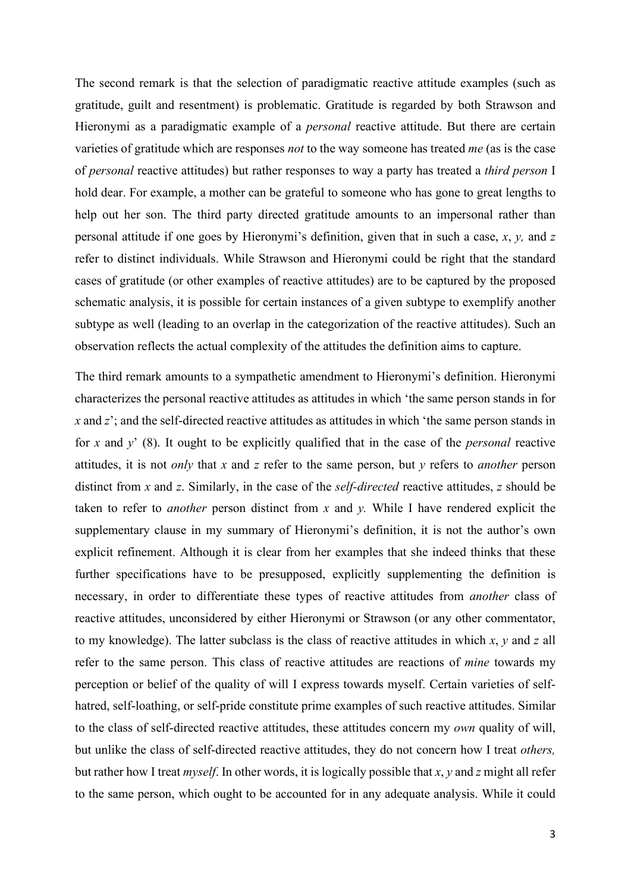The second remark is that the selection of paradigmatic reactive attitude examples (such as gratitude, guilt and resentment) is problematic. Gratitude is regarded by both Strawson and Hieronymi as a paradigmatic example of a *personal* reactive attitude. But there are certain varieties of gratitude which are responses *not* to the way someone has treated *me* (as is the case of *personal* reactive attitudes) but rather responses to way a party has treated a *third person* I hold dear. For example, a mother can be grateful to someone who has gone to great lengths to help out her son. The third party directed gratitude amounts to an impersonal rather than personal attitude if one goes by Hieronymi's definition, given that in such a case, *x*, *y,* and *z* refer to distinct individuals. While Strawson and Hieronymi could be right that the standard cases of gratitude (or other examples of reactive attitudes) are to be captured by the proposed schematic analysis, it is possible for certain instances of a given subtype to exemplify another subtype as well (leading to an overlap in the categorization of the reactive attitudes). Such an observation reflects the actual complexity of the attitudes the definition aims to capture.

The third remark amounts to a sympathetic amendment to Hieronymi's definition. Hieronymi characterizes the personal reactive attitudes as attitudes in which 'the same person stands in for *x* and *z*'; and the self-directed reactive attitudes as attitudes in which 'the same person stands in for *x* and *y*' (8). It ought to be explicitly qualified that in the case of the *personal* reactive attitudes, it is not *only* that *x* and *z* refer to the same person, but *y* refers to *another* person distinct from *x* and *z*. Similarly, in the case of the *self-directed* reactive attitudes, *z* should be taken to refer to *another* person distinct from *x* and *y.* While I have rendered explicit the supplementary clause in my summary of Hieronymi's definition, it is not the author's own explicit refinement. Although it is clear from her examples that she indeed thinks that these further specifications have to be presupposed, explicitly supplementing the definition is necessary, in order to differentiate these types of reactive attitudes from *another* class of reactive attitudes, unconsidered by either Hieronymi or Strawson (or any other commentator, to my knowledge). The latter subclass is the class of reactive attitudes in which *x*, *y* and *z* all refer to the same person. This class of reactive attitudes are reactions of *mine* towards my perception or belief of the quality of will I express towards myself. Certain varieties of self-hatred, self-loathing, or self-pride constitute prime examples of such reactive attitudes. Similar to the class of self-directed reactive attitudes, these attitudes concern my *own* quality of will, but unlike the class of self-directed reactive attitudes, they do not concern how I treat *others,* but rather how I treat *myself*. In other words, it is logically possible that *x*, *y* and *z* might all refer to the same person, which ought to be accounted for in any adequate analysis. While it could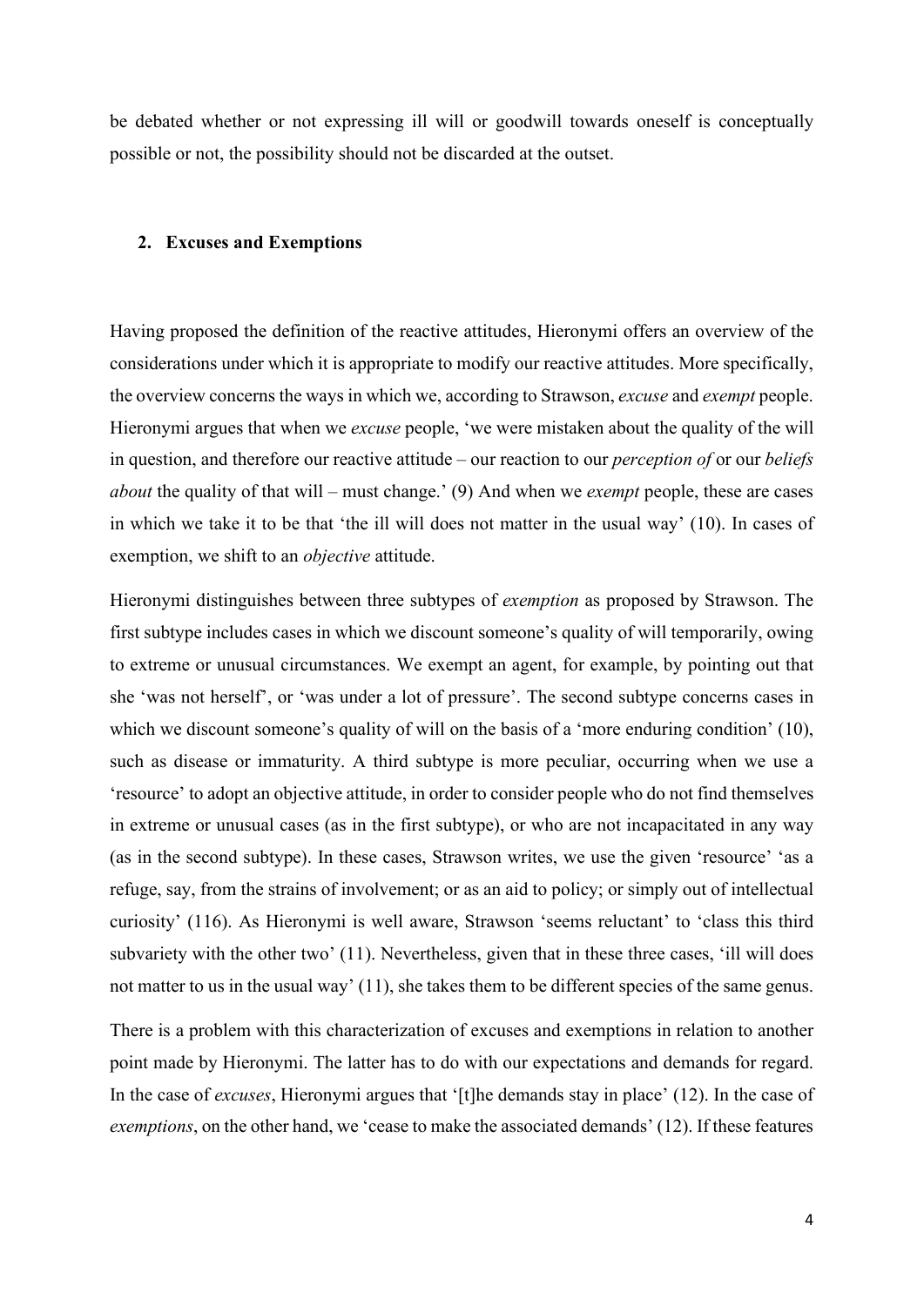be debated whether or not expressing ill will or goodwill towards oneself is conceptually possible or not, the possibility should not be discarded at the outset.

## 2. Excuses and Exemptions

Having proposed the definition of the reactive attitudes, Hieronymi offers an overview of the considerations under which it is appropriate to modify our reactive attitudes. More specifically, the overview concerns the ways in which we, according to Strawson, *excuse* and *exempt* people. Hieronymi argues that when we *excuse* people, 'we were mistaken about the quality of the will in question, and therefore our reactive attitude – our reaction to our *perception of* or our *beliefs about* the quality of that will – must change.' (9) And when we *exempt* people, these are cases in which we take it to be that 'the ill will does not matter in the usual way' (10). In cases of exemption, we shift to an *objective* attitude.

Hieronymi distinguishes between three subtypes of *exemption* as proposed by Strawson. The first subtype includes cases in which we discount someone's quality of will temporarily, owing to extreme or unusual circumstances. We exempt an agent, for example, by pointing out that she 'was not herself', or 'was under a lot of pressure'. The second subtype concerns cases in which we discount someone's quality of will on the basis of a 'more enduring condition' (10), such as disease or immaturity. A third subtype is more peculiar, occurring when we use a 'resource' to adopt an objective attitude, in order to consider people who do not find themselves in extreme or unusual cases (as in the first subtype), or who are not incapacitated in any way (as in the second subtype). In these cases, Strawson writes, we use the given 'resource' 'as a refuge, say, from the strains of involvement; or as an aid to policy; or simply out of intellectual curiosity' (116). As Hieronymi is well aware, Strawson 'seems reluctant' to 'class this third subvariety with the other two' (11). Nevertheless, given that in these three cases, 'ill will does not matter to us in the usual way' (11), she takes them to be different species of the same genus.

There is a problem with this characterization of excuses and exemptions in relation to another point made by Hieronymi. The latter has to do with our expectations and demands for regard. In the case of *excuses*, Hieronymi argues that '[t]he demands stay in place' (12). In the case of *exemptions*, on the other hand, we 'cease to make the associated demands' (12). If these features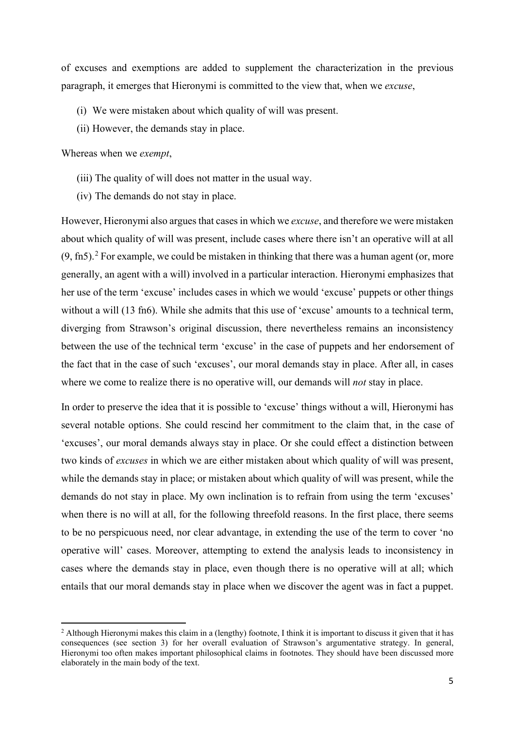of excuses and exemptions are added to supplement the characterization in the previous paragraph, it emerges that Hieronymi is committed to the view that, when we *excuse*,

(i) We were mistaken about which quality of will was present.

(ii) However, the demands stay in place.

Whereas when we *exempt*,

(iii) The quality of will does not matter in the usual way.

(iv) The demands do not stay in place.

However, Hieronymi also argues that cases in which we *excuse*, and therefore we were mistaken about which quality of will was present, include cases where there isn't an operative will at all (9, fn5).[2] For example, we could be mistaken in thinking that there was a human agent (or, more generally, an agent with a will) involved in a particular interaction. Hieronymi emphasizes that her use of the term 'excuse' includes cases in which we would 'excuse' puppets or other things without a will (13 fn6). While she admits that this use of 'excuse' amounts to a technical term, diverging from Strawson's original discussion, there nevertheless remains an inconsistency between the use of the technical term 'excuse' in the case of puppets and her endorsement of the fact that in the case of such 'excuses', our moral demands stay in place. After all, in cases where we come to realize there is no operative will, our demands will *not* stay in place.

In order to preserve the idea that it is possible to 'excuse' things without a will, Hieronymi has several notable options. She could rescind her commitment to the claim that, in the case of 'excuses', our moral demands always stay in place. Or she could effect a distinction between two kinds of *excuses* in which we are either mistaken about which quality of will was present, while the demands stay in place; or mistaken about which quality of will was present, while the demands do not stay in place. My own inclination is to refrain from using the term 'excuses' when there is no will at all, for the following threefold reasons. In the first place, there seems to be no perspicuous need, nor clear advantage, in extending the use of the term to cover 'no operative will' cases. Moreover, attempting to extend the analysis leads to inconsistency in cases where the demands stay in place, even though there is no operative will at all; which entails that our moral demands stay in place when we discover the agent was in fact a puppet.

[2] Although Hieronymi makes this claim in a (lengthy) footnote, I think it is important to discuss it given that it has consequences (see section 3) for her overall evaluation of Strawson's argumentative strategy. In general, Hieronymi too often makes important philosophical claims in footnotes. They should have been discussed more elaborately in the main body of the text.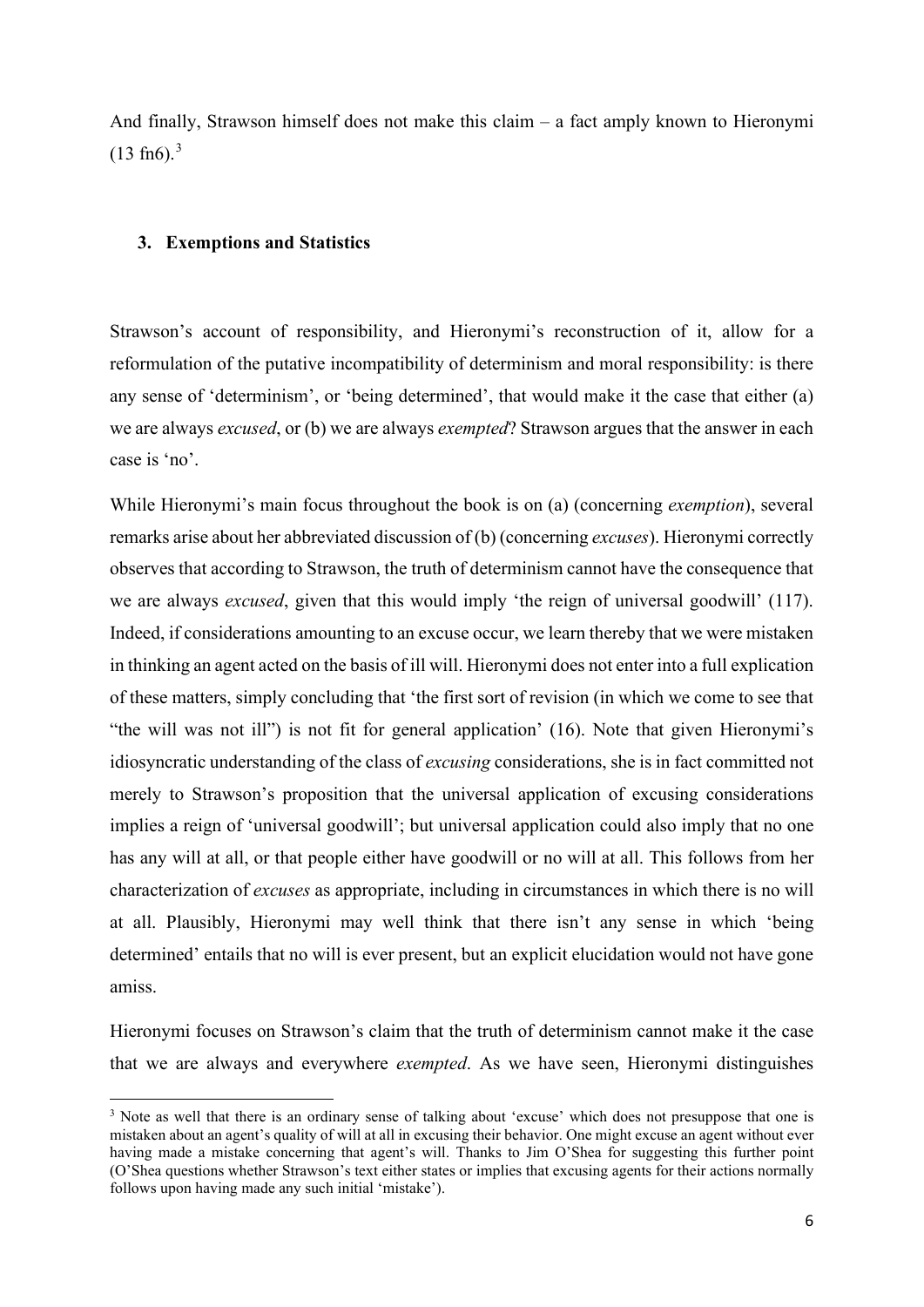And finally, Strawson himself does not make this claim – a fact amply known to Hieronymi (13 fn6).[3]

### 3. Exemptions and Statistics

Strawson's account of responsibility, and Hieronymi's reconstruction of it, allow for a reformulation of the putative incompatibility of determinism and moral responsibility: is there any sense of 'determinism', or 'being determined', that would make it the case that either (a) we are always *excused*, or (b) we are always *exempted*? Strawson argues that the answer in each case is 'no'.

While Hieronymi's main focus throughout the book is on (a) (concerning *exemption*), several remarks arise about her abbreviated discussion of (b) (concerning *excuses*). Hieronymi correctly observes that according to Strawson, the truth of determinism cannot have the consequence that we are always *excused*, given that this would imply 'the reign of universal goodwill' (117). Indeed, if considerations amounting to an excuse occur, we learn thereby that we were mistaken in thinking an agent acted on the basis of ill will. Hieronymi does not enter into a full explication of these matters, simply concluding that 'the first sort of revision (in which we come to see that "the will was not ill") is not fit for general application' (16). Note that given Hieronymi's idiosyncratic understanding of the class of *excusing* considerations, she is in fact committed not merely to Strawson's proposition that the universal application of excusing considerations implies a reign of 'universal goodwill'; but universal application could also imply that no one has any will at all, or that people either have goodwill or no will at all. This follows from her characterization of *excuses* as appropriate, including in circumstances in which there is no will at all. Plausibly, Hieronymi may well think that there isn't any sense in which 'being determined' entails that no will is ever present, but an explicit elucidation would not have gone amiss.

Hieronymi focuses on Strawson's claim that the truth of determinism cannot make it the case that we are always and everywhere *exempted*. As we have seen, Hieronymi distinguishes

[3] Note as well that there is an ordinary sense of talking about 'excuse' which does not presuppose that one is mistaken about an agent's quality of will at all in excusing their behavior. One might excuse an agent without ever having made a mistake concerning that agent's will. Thanks to Jim O'Shea for suggesting this further point (O'Shea questions whether Strawson's text either states or implies that excusing agents for their actions normally follows upon having made any such initial 'mistake').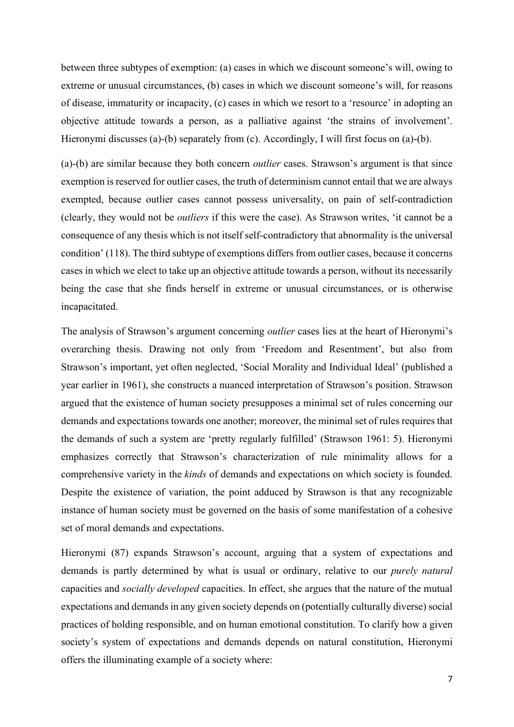between three subtypes of exemption: (a) cases in which we discount someone's will, owing to extreme or unusual circumstances, (b) cases in which we discount someone's will, for reasons of disease, immaturity or incapacity, (c) cases in which we resort to a 'resource' in adopting an objective attitude towards a person, as a palliative against 'the strains of involvement'. Hieronymi discusses (a)-(b) separately from (c). Accordingly, I will first focus on (a)-(b).

(a)-(b) are similar because they both concern *outlier* cases. Strawson's argument is that since exemption is reserved for outlier cases, the truth of determinism cannot entail that we are always exempted, because outlier cases cannot possess universality, on pain of self-contradiction (clearly, they would not be *outliers* if this were the case). As Strawson writes, 'it cannot be a consequence of any thesis which is not itself self-contradictory that abnormality is the universal condition' (118). The third subtype of exemptions differs from outlier cases, because it concerns cases in which we elect to take up an objective attitude towards a person, without its necessarily being the case that she finds herself in extreme or unusual circumstances, or is otherwise incapacitated.

The analysis of Strawson's argument concerning *outlier* cases lies at the heart of Hieronymi's overarching thesis. Drawing not only from 'Freedom and Resentment', but also from Strawson's important, yet often neglected, 'Social Morality and Individual Ideal' (published a year earlier in 1961), she constructs a nuanced interpretation of Strawson's position. Strawson argued that the existence of human society presupposes a minimal set of rules concerning our demands and expectations towards one another; moreover, the minimal set of rules requires that the demands of such a system are 'pretty regularly fulfilled' (Strawson 1961: 5). Hieronymi emphasizes correctly that Strawson's characterization of rule minimality allows for a comprehensive variety in the *kinds* of demands and expectations on which society is founded. Despite the existence of variation, the point adduced by Strawson is that any recognizable instance of human society must be governed on the basis of some manifestation of a cohesive set of moral demands and expectations.

Hieronymi (87) expands Strawson's account, arguing that a system of expectations and demands is partly determined by what is usual or ordinary, relative to our *purely natural* capacities and *socially developed* capacities. In effect, she argues that the nature of the mutual expectations and demands in any given society depends on (potentially culturally diverse) social practices of holding responsible, and on human emotional constitution. To clarify how a given society's system of expectations and demands depends on natural constitution, Hieronymi offers the illuminating example of a society where: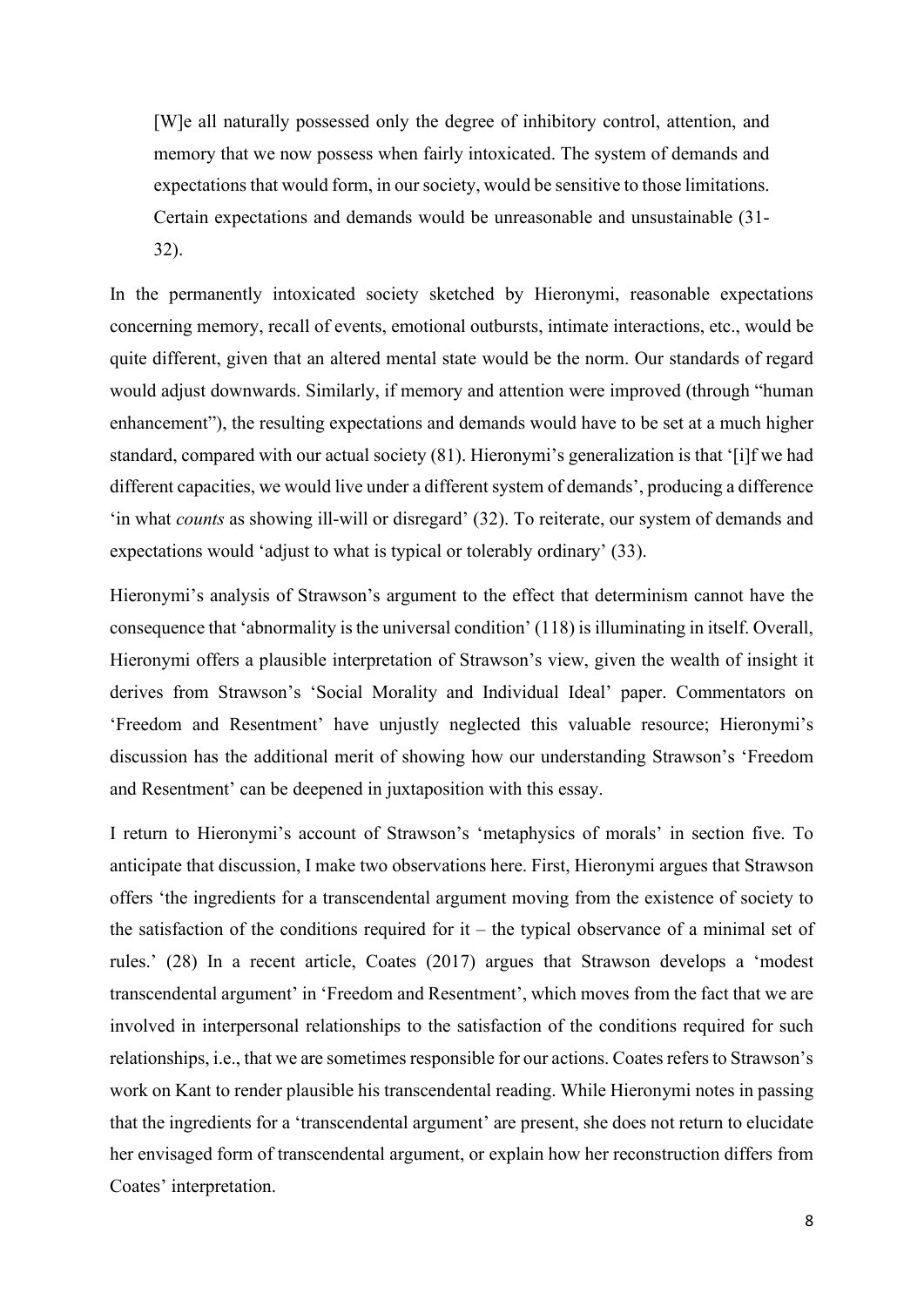> [W]e all naturally possessed only the degree of inhibitory control, attention, and memory that we now possess when fairly intoxicated. The system of demands and expectations that would form, in our society, would be sensitive to those limitations. Certain expectations and demands would be unreasonable and unsustainable (31-32).

In the permanently intoxicated society sketched by Hieronymi, reasonable expectations concerning memory, recall of events, emotional outbursts, intimate interactions, etc., would be quite different, given that an altered mental state would be the norm. Our standards of regard would adjust downwards. Similarly, if memory and attention were improved (through "human enhancement"), the resulting expectations and demands would have to be set at a much higher standard, compared with our actual society (81). Hieronymi's generalization is that '[i]f we had different capacities, we would live under a different system of demands', producing a difference 'in what *counts* as showing ill-will or disregard' (32). To reiterate, our system of demands and expectations would 'adjust to what is typical or tolerably ordinary' (33).

Hieronymi's analysis of Strawson's argument to the effect that determinism cannot have the consequence that 'abnormality is the universal condition' (118) is illuminating in itself. Overall, Hieronymi offers a plausible interpretation of Strawson's view, given the wealth of insight it derives from Strawson's 'Social Morality and Individual Ideal' paper. Commentators on 'Freedom and Resentment' have unjustly neglected this valuable resource; Hieronymi's discussion has the additional merit of showing how our understanding Strawson's 'Freedom and Resentment' can be deepened in juxtaposition with this essay.

I return to Hieronymi's account of Strawson's 'metaphysics of morals' in section five. To anticipate that discussion, I make two observations here. First, Hieronymi argues that Strawson offers 'the ingredients for a transcendental argument moving from the existence of society to the satisfaction of the conditions required for it – the typical observance of a minimal set of rules.' (28) In a recent article, Coates (2017) argues that Strawson develops a 'modest transcendental argument' in 'Freedom and Resentment', which moves from the fact that we are involved in interpersonal relationships to the satisfaction of the conditions required for such relationships, i.e., that we are sometimes responsible for our actions. Coates refers to Strawson's work on Kant to render plausible his transcendental reading. While Hieronymi notes in passing that the ingredients for a 'transcendental argument' are present, she does not return to elucidate her envisaged form of transcendental argument, or explain how her reconstruction differs from Coates' interpretation.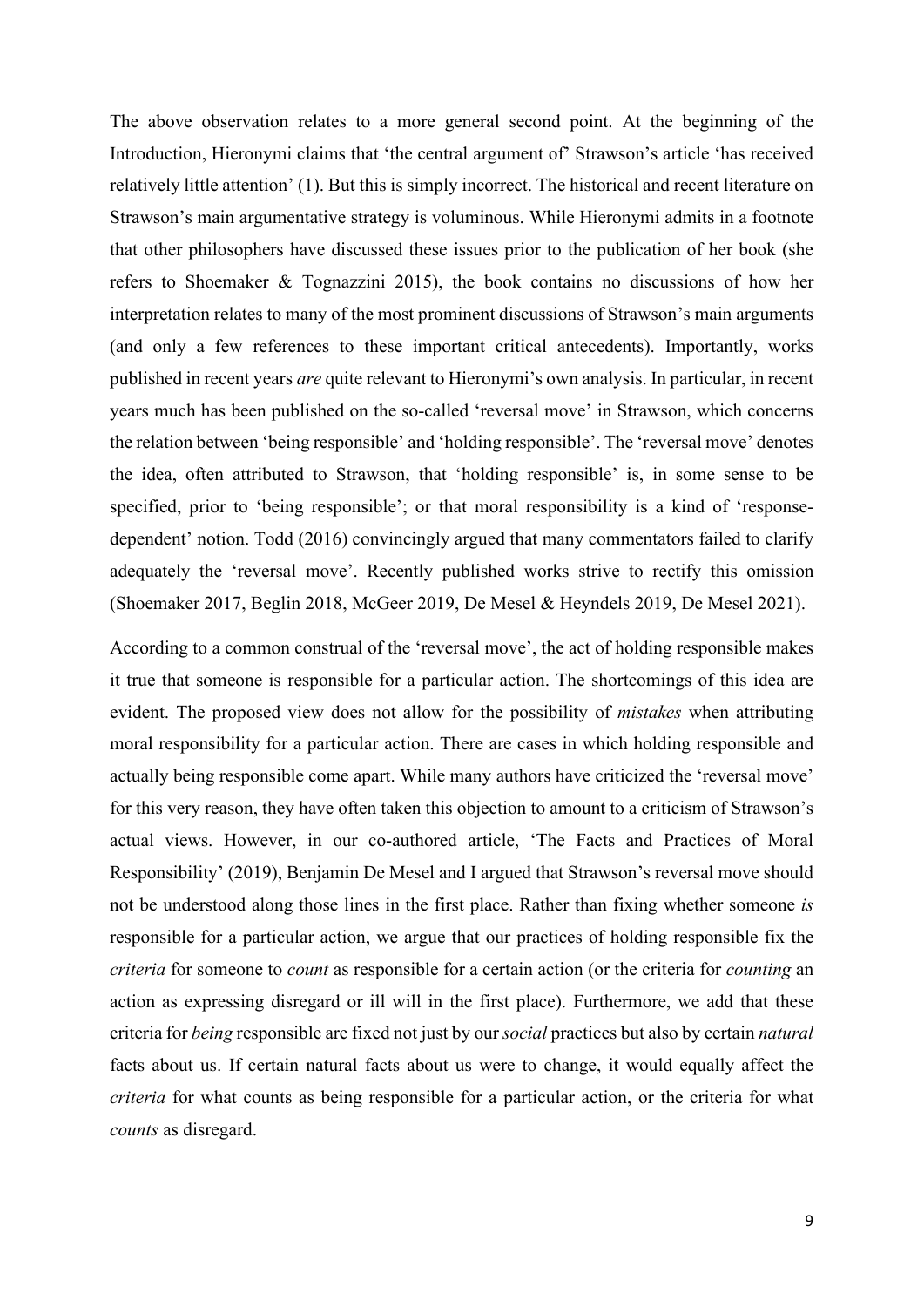The above observation relates to a more general second point. At the beginning of the Introduction, Hieronymi claims that 'the central argument of' Strawson's article 'has received relatively little attention' (1). But this is simply incorrect. The historical and recent literature on Strawson's main argumentative strategy is voluminous. While Hieronymi admits in a footnote that other philosophers have discussed these issues prior to the publication of her book (she refers to Shoemaker & Tognazzini 2015), the book contains no discussions of how her interpretation relates to many of the most prominent discussions of Strawson's main arguments (and only a few references to these important critical antecedents). Importantly, works published in recent years *are* quite relevant to Hieronymi's own analysis. In particular, in recent years much has been published on the so-called 'reversal move' in Strawson, which concerns the relation between 'being responsible' and 'holding responsible'. The 'reversal move' denotes the idea, often attributed to Strawson, that 'holding responsible' is, in some sense to be specified, prior to 'being responsible'; or that moral responsibility is a kind of 'response-dependent' notion. Todd (2016) convincingly argued that many commentators failed to clarify adequately the 'reversal move'. Recently published works strive to rectify this omission (Shoemaker 2017, Beglin 2018, McGeer 2019, De Mesel & Heyndels 2019, De Mesel 2021).

According to a common construal of the 'reversal move', the act of holding responsible makes it true that someone is responsible for a particular action. The shortcomings of this idea are evident. The proposed view does not allow for the possibility of *mistakes* when attributing moral responsibility for a particular action. There are cases in which holding responsible and actually being responsible come apart. While many authors have criticized the 'reversal move' for this very reason, they have often taken this objection to amount to a criticism of Strawson's actual views. However, in our co-authored article, 'The Facts and Practices of Moral Responsibility' (2019), Benjamin De Mesel and I argued that Strawson's reversal move should not be understood along those lines in the first place. Rather than fixing whether someone *is* responsible for a particular action, we argue that our practices of holding responsible fix the *criteria* for someone to *count* as responsible for a certain action (or the criteria for *counting* an action as expressing disregard or ill will in the first place). Furthermore, we add that these criteria for *being* responsible are fixed not just by our *social* practices but also by certain *natural* facts about us. If certain natural facts about us were to change, it would equally affect the *criteria* for what counts as being responsible for a particular action, or the criteria for what *counts* as disregard.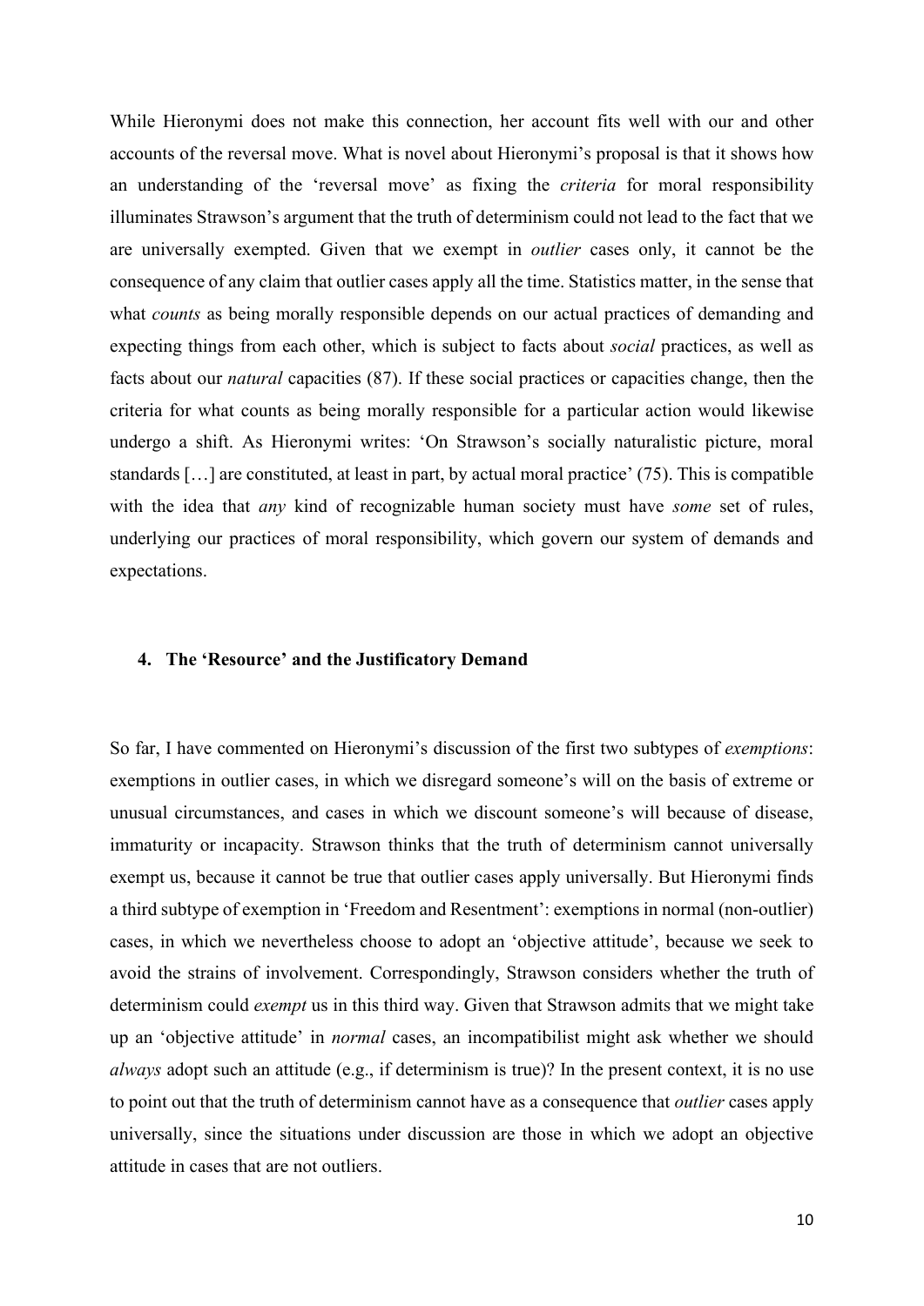While Hieronymi does not make this connection, her account fits well with our and other accounts of the reversal move. What is novel about Hieronymi's proposal is that it shows how an understanding of the 'reversal move' as fixing the *criteria* for moral responsibility illuminates Strawson's argument that the truth of determinism could not lead to the fact that we are universally exempted. Given that we exempt in *outlier* cases only, it cannot be the consequence of any claim that outlier cases apply all the time. Statistics matter, in the sense that what *counts* as being morally responsible depends on our actual practices of demanding and expecting things from each other, which is subject to facts about *social* practices, as well as facts about our *natural* capacities (87). If these social practices or capacities change, then the criteria for what counts as being morally responsible for a particular action would likewise undergo a shift. As Hieronymi writes: 'On Strawson's socially naturalistic picture, moral standards […] are constituted, at least in part, by actual moral practice' (75). This is compatible with the idea that *any* kind of recognizable human society must have *some* set of rules, underlying our practices of moral responsibility, which govern our system of demands and expectations.

## 4. The 'Resource' and the Justificatory Demand

So far, I have commented on Hieronymi's discussion of the first two subtypes of *exemptions*: exemptions in outlier cases, in which we disregard someone's will on the basis of extreme or unusual circumstances, and cases in which we discount someone's will because of disease, immaturity or incapacity. Strawson thinks that the truth of determinism cannot universally exempt us, because it cannot be true that outlier cases apply universally. But Hieronymi finds a third subtype of exemption in 'Freedom and Resentment': exemptions in normal (non-outlier) cases, in which we nevertheless choose to adopt an 'objective attitude', because we seek to avoid the strains of involvement. Correspondingly, Strawson considers whether the truth of determinism could *exempt* us in this third way. Given that Strawson admits that we might take up an 'objective attitude' in *normal* cases, an incompatibilist might ask whether we should *always* adopt such an attitude (e.g., if determinism is true)? In the present context, it is no use to point out that the truth of determinism cannot have as a consequence that *outlier* cases apply universally, since the situations under discussion are those in which we adopt an objective attitude in cases that are not outliers.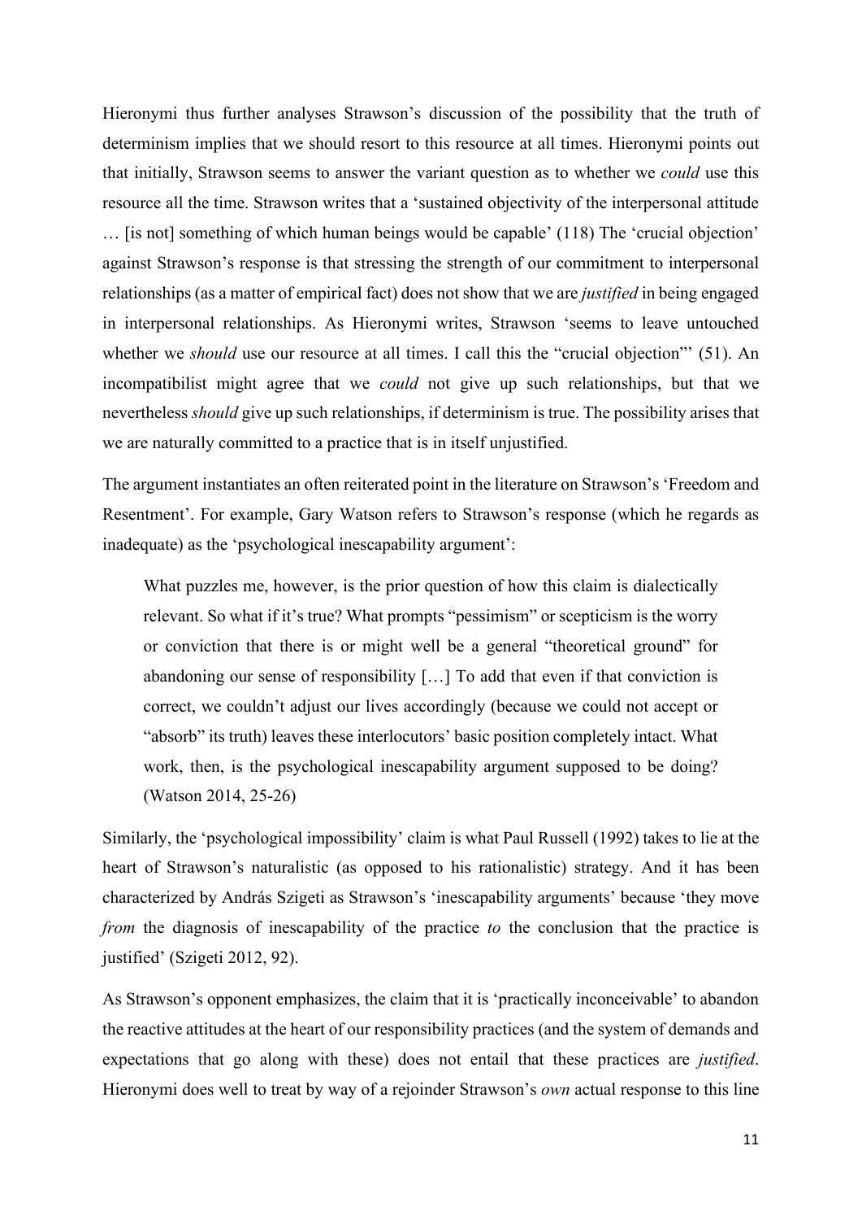Hieronymi thus further analyses Strawson's discussion of the possibility that the truth of determinism implies that we should resort to this resource at all times. Hieronymi points out that initially, Strawson seems to answer the variant question as to whether we *could* use this resource all the time. Strawson writes that a 'sustained objectivity of the interpersonal attitude … [is not] something of which human beings would be capable' (118) The 'crucial objection' against Strawson's response is that stressing the strength of our commitment to interpersonal relationships (as a matter of empirical fact) does not show that we are *justified* in being engaged in interpersonal relationships. As Hieronymi writes, Strawson 'seems to leave untouched whether we *should* use our resource at all times. I call this the "crucial objection"' (51). An incompatibilist might agree that we *could* not give up such relationships, but that we nevertheless *should* give up such relationships, if determinism is true. The possibility arises that we are naturally committed to a practice that is in itself unjustified.

The argument instantiates an often reiterated point in the literature on Strawson's 'Freedom and Resentment'. For example, Gary Watson refers to Strawson's response (which he regards as inadequate) as the 'psychological inescapability argument':

> What puzzles me, however, is the prior question of how this claim is dialectically relevant. So what if it's true? What prompts "pessimism" or scepticism is the worry or conviction that there is or might well be a general "theoretical ground" for abandoning our sense of responsibility […] To add that even if that conviction is correct, we couldn't adjust our lives accordingly (because we could not accept or "absorb" its truth) leaves these interlocutors' basic position completely intact. What work, then, is the psychological inescapability argument supposed to be doing? (Watson 2014, 25-26)

Similarly, the 'psychological impossibility' claim is what Paul Russell (1992) takes to lie at the heart of Strawson's naturalistic (as opposed to his rationalistic) strategy. And it has been characterized by András Szigeti as Strawson's 'inescapability arguments' because 'they move *from* the diagnosis of inescapability of the practice *to* the conclusion that the practice is justified' (Szigeti 2012, 92).

As Strawson's opponent emphasizes, the claim that it is 'practically inconceivable' to abandon the reactive attitudes at the heart of our responsibility practices (and the system of demands and expectations that go along with these) does not entail that these practices are *justified*. Hieronymi does well to treat by way of a rejoinder Strawson's *own* actual response to this line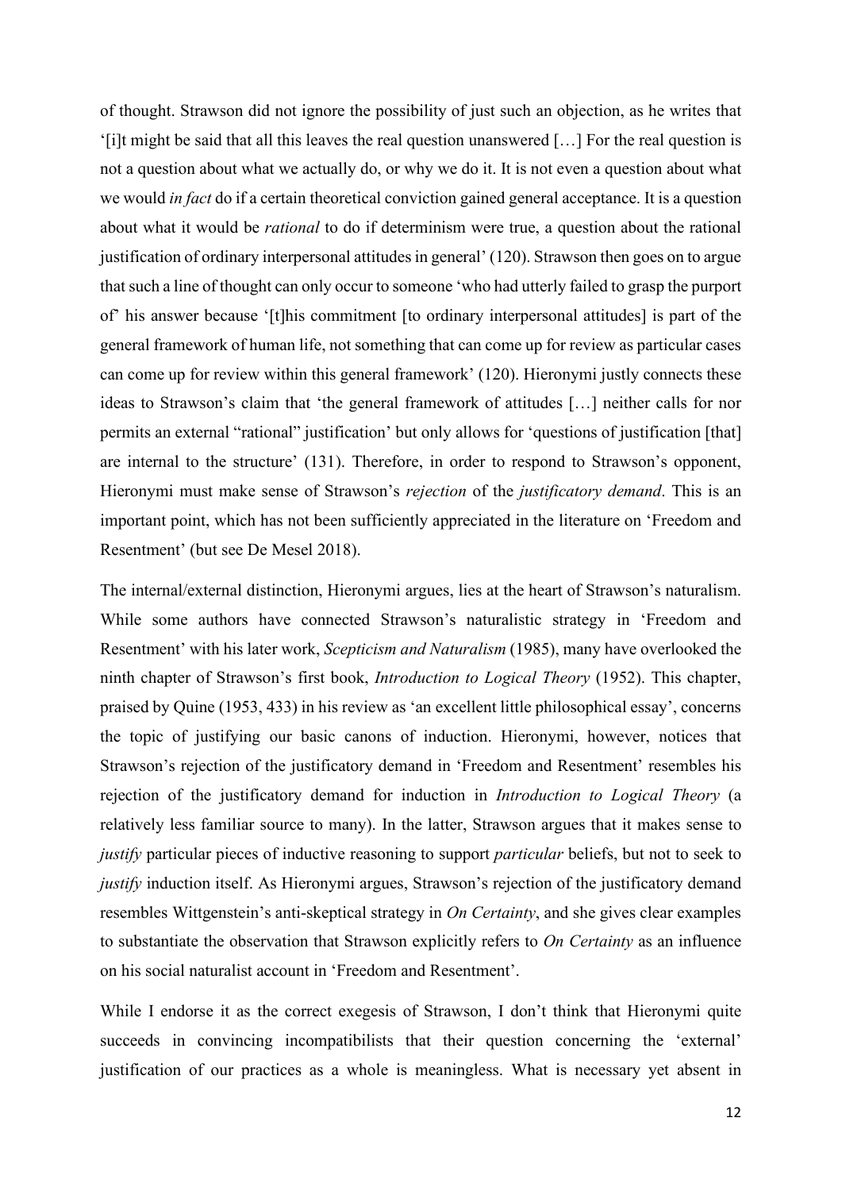of thought. Strawson did not ignore the possibility of just such an objection, as he writes that '[i]t might be said that all this leaves the real question unanswered […] For the real question is not a question about what we actually do, or why we do it. It is not even a question about what we would *in fact* do if a certain theoretical conviction gained general acceptance. It is a question about what it would be *rational* to do if determinism were true, a question about the rational justification of ordinary interpersonal attitudes in general' (120). Strawson then goes on to argue that such a line of thought can only occur to someone 'who had utterly failed to grasp the purport of' his answer because '[t]his commitment [to ordinary interpersonal attitudes] is part of the general framework of human life, not something that can come up for review as particular cases can come up for review within this general framework' (120). Hieronymi justly connects these ideas to Strawson's claim that 'the general framework of attitudes […] neither calls for nor permits an external "rational" justification' but only allows for 'questions of justification [that] are internal to the structure' (131). Therefore, in order to respond to Strawson's opponent, Hieronymi must make sense of Strawson's *rejection* of the *justificatory demand*. This is an important point, which has not been sufficiently appreciated in the literature on 'Freedom and Resentment' (but see De Mesel 2018).

The internal/external distinction, Hieronymi argues, lies at the heart of Strawson's naturalism. While some authors have connected Strawson's naturalistic strategy in 'Freedom and Resentment' with his later work, *Scepticism and Naturalism* (1985), many have overlooked the ninth chapter of Strawson's first book, *Introduction to Logical Theory* (1952). This chapter, praised by Quine (1953, 433) in his review as 'an excellent little philosophical essay', concerns the topic of justifying our basic canons of induction. Hieronymi, however, notices that Strawson's rejection of the justificatory demand in 'Freedom and Resentment' resembles his rejection of the justificatory demand for induction in *Introduction to Logical Theory* (a relatively less familiar source to many). In the latter, Strawson argues that it makes sense to *justify* particular pieces of inductive reasoning to support *particular* beliefs, but not to seek to *justify* induction itself. As Hieronymi argues, Strawson's rejection of the justificatory demand resembles Wittgenstein's anti-skeptical strategy in *On Certainty*, and she gives clear examples to substantiate the observation that Strawson explicitly refers to *On Certainty* as an influence on his social naturalist account in 'Freedom and Resentment'.

While I endorse it as the correct exegesis of Strawson, I don't think that Hieronymi quite succeeds in convincing incompatibilists that their question concerning the 'external' justification of our practices as a whole is meaningless. What is necessary yet absent in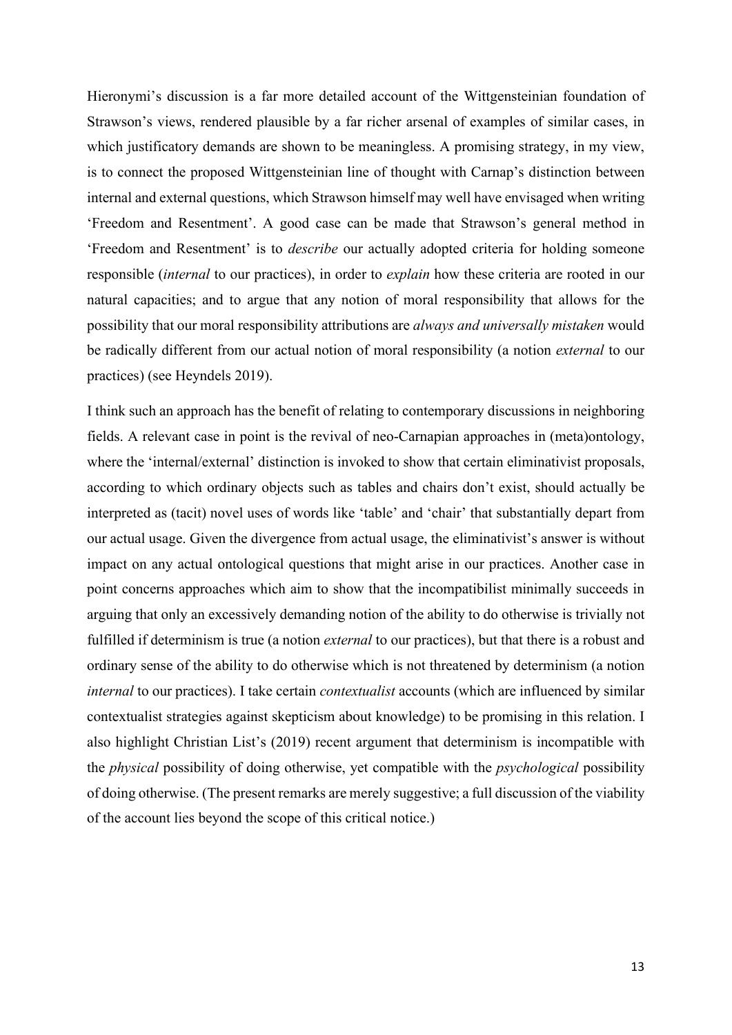Hieronymi's discussion is a far more detailed account of the Wittgensteinian foundation of Strawson's views, rendered plausible by a far richer arsenal of examples of similar cases, in which justificatory demands are shown to be meaningless. A promising strategy, in my view, is to connect the proposed Wittgensteinian line of thought with Carnap's distinction between internal and external questions, which Strawson himself may well have envisaged when writing 'Freedom and Resentment'. A good case can be made that Strawson's general method in 'Freedom and Resentment' is to *describe* our actually adopted criteria for holding someone responsible (*internal* to our practices), in order to *explain* how these criteria are rooted in our natural capacities; and to argue that any notion of moral responsibility that allows for the possibility that our moral responsibility attributions are *always and universally mistaken* would be radically different from our actual notion of moral responsibility (a notion *external* to our practices) (see Heyndels 2019).

I think such an approach has the benefit of relating to contemporary discussions in neighboring fields. A relevant case in point is the revival of neo-Carnapian approaches in (meta)ontology, where the 'internal/external' distinction is invoked to show that certain eliminativist proposals, according to which ordinary objects such as tables and chairs don't exist, should actually be interpreted as (tacit) novel uses of words like 'table' and 'chair' that substantially depart from our actual usage. Given the divergence from actual usage, the eliminativist's answer is without impact on any actual ontological questions that might arise in our practices. Another case in point concerns approaches which aim to show that the incompatibilist minimally succeeds in arguing that only an excessively demanding notion of the ability to do otherwise is trivially not fulfilled if determinism is true (a notion *external* to our practices), but that there is a robust and ordinary sense of the ability to do otherwise which is not threatened by determinism (a notion *internal* to our practices). I take certain *contextualist* accounts (which are influenced by similar contextualist strategies against skepticism about knowledge) to be promising in this relation. I also highlight Christian List's (2019) recent argument that determinism is incompatible with the *physical* possibility of doing otherwise, yet compatible with the *psychological* possibility of doing otherwise. (The present remarks are merely suggestive; a full discussion of the viability of the account lies beyond the scope of this critical notice.)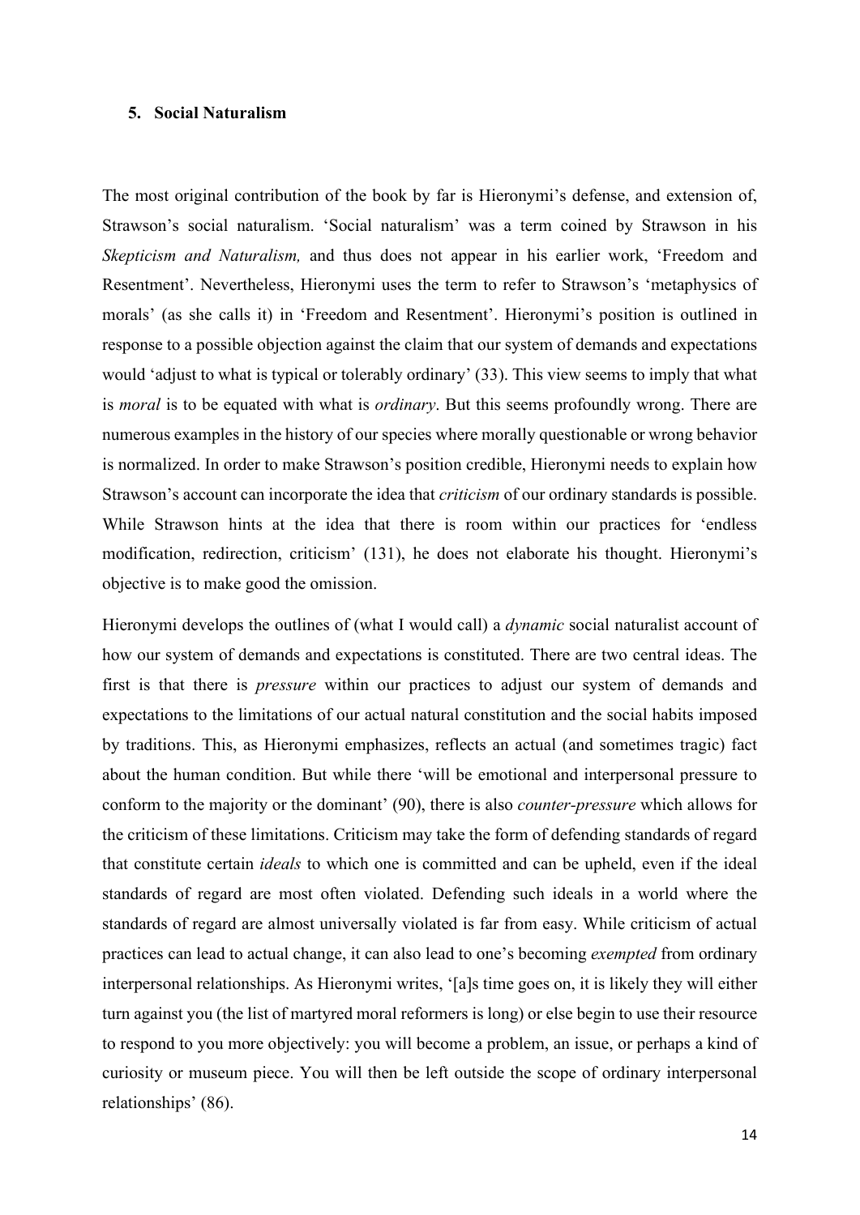## 5. Social Naturalism

The most original contribution of the book by far is Hieronymi's defense, and extension of, Strawson's social naturalism. 'Social naturalism' was a term coined by Strawson in his *Skepticism and Naturalism,* and thus does not appear in his earlier work, 'Freedom and Resentment'. Nevertheless, Hieronymi uses the term to refer to Strawson's 'metaphysics of morals' (as she calls it) in 'Freedom and Resentment'. Hieronymi's position is outlined in response to a possible objection against the claim that our system of demands and expectations would 'adjust to what is typical or tolerably ordinary' (33). This view seems to imply that what is *moral* is to be equated with what is *ordinary*. But this seems profoundly wrong. There are numerous examples in the history of our species where morally questionable or wrong behavior is normalized. In order to make Strawson's position credible, Hieronymi needs to explain how Strawson's account can incorporate the idea that *criticism* of our ordinary standards is possible. While Strawson hints at the idea that there is room within our practices for 'endless modification, redirection, criticism' (131), he does not elaborate his thought. Hieronymi's objective is to make good the omission.

Hieronymi develops the outlines of (what I would call) a *dynamic* social naturalist account of how our system of demands and expectations is constituted. There are two central ideas. The first is that there is *pressure* within our practices to adjust our system of demands and expectations to the limitations of our actual natural constitution and the social habits imposed by traditions. This, as Hieronymi emphasizes, reflects an actual (and sometimes tragic) fact about the human condition. But while there 'will be emotional and interpersonal pressure to conform to the majority or the dominant' (90), there is also *counter-pressure* which allows for the criticism of these limitations. Criticism may take the form of defending standards of regard that constitute certain *ideals* to which one is committed and can be upheld, even if the ideal standards of regard are most often violated. Defending such ideals in a world where the standards of regard are almost universally violated is far from easy. While criticism of actual practices can lead to actual change, it can also lead to one's becoming *exempted* from ordinary interpersonal relationships. As Hieronymi writes, '[a]s time goes on, it is likely they will either turn against you (the list of martyred moral reformers is long) or else begin to use their resource to respond to you more objectively: you will become a problem, an issue, or perhaps a kind of curiosity or museum piece. You will then be left outside the scope of ordinary interpersonal relationships' (86).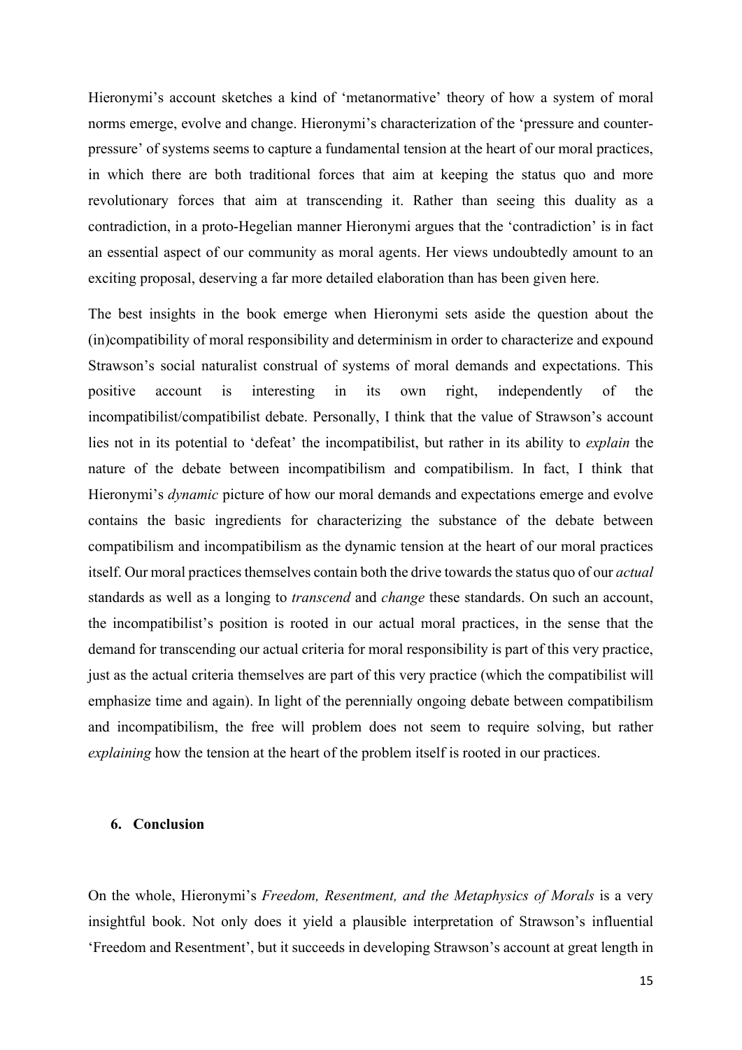Hieronymi's account sketches a kind of 'metanormative' theory of how a system of moral norms emerge, evolve and change. Hieronymi's characterization of the 'pressure and counter-pressure' of systems seems to capture a fundamental tension at the heart of our moral practices, in which there are both traditional forces that aim at keeping the status quo and more revolutionary forces that aim at transcending it. Rather than seeing this duality as a contradiction, in a proto-Hegelian manner Hieronymi argues that the 'contradiction' is in fact an essential aspect of our community as moral agents. Her views undoubtedly amount to an exciting proposal, deserving a far more detailed elaboration than has been given here.

The best insights in the book emerge when Hieronymi sets aside the question about the (in)compatibility of moral responsibility and determinism in order to characterize and expound Strawson's social naturalist construal of systems of moral demands and expectations. This positive account is interesting in its own right, independently of the incompatibilist/compatibilist debate. Personally, I think that the value of Strawson's account lies not in its potential to 'defeat' the incompatibilist, but rather in its ability to *explain* the nature of the debate between incompatibilism and compatibilism. In fact, I think that Hieronymi's *dynamic* picture of how our moral demands and expectations emerge and evolve contains the basic ingredients for characterizing the substance of the debate between compatibilism and incompatibilism as the dynamic tension at the heart of our moral practices itself. Our moral practices themselves contain both the drive towards the status quo of our *actual* standards as well as a longing to *transcend* and *change* these standards. On such an account, the incompatibilist's position is rooted in our actual moral practices, in the sense that the demand for transcending our actual criteria for moral responsibility is part of this very practice, just as the actual criteria themselves are part of this very practice (which the compatibilist will emphasize time and again). In light of the perennially ongoing debate between compatibilism and incompatibilism, the free will problem does not seem to require solving, but rather *explaining* how the tension at the heart of the problem itself is rooted in our practices.

## 6. Conclusion

On the whole, Hieronymi's *Freedom, Resentment, and the Metaphysics of Morals* is a very insightful book. Not only does it yield a plausible interpretation of Strawson's influential 'Freedom and Resentment', but it succeeds in developing Strawson's account at great length in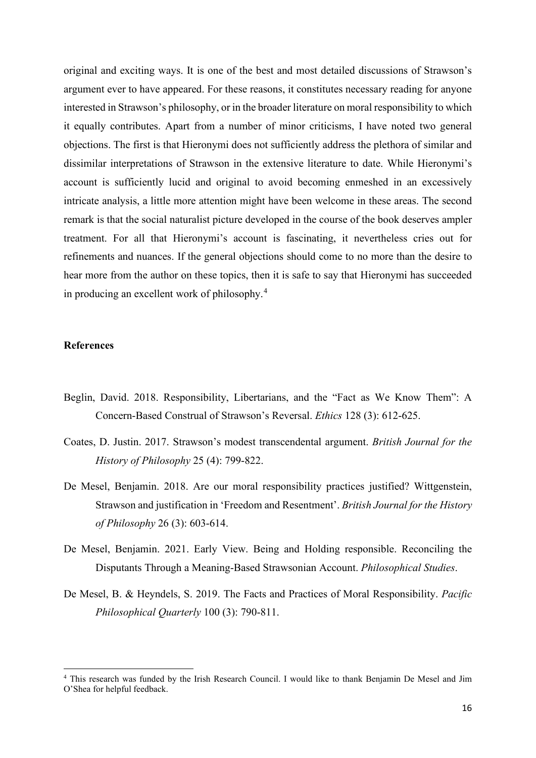original and exciting ways. It is one of the best and most detailed discussions of Strawson's argument ever to have appeared. For these reasons, it constitutes necessary reading for anyone interested in Strawson's philosophy, or in the broader literature on moral responsibility to which it equally contributes. Apart from a number of minor criticisms, I have noted two general objections. The first is that Hieronymi does not sufficiently address the plethora of similar and dissimilar interpretations of Strawson in the extensive literature to date. While Hieronymi's account is sufficiently lucid and original to avoid becoming enmeshed in an excessively intricate analysis, a little more attention might have been welcome in these areas. The second remark is that the social naturalist picture developed in the course of the book deserves ampler treatment. For all that Hieronymi's account is fascinating, it nevertheless cries out for refinements and nuances. If the general objections should come to no more than the desire to hear more from the author on these topics, then it is safe to say that Hieronymi has succeeded in producing an excellent work of philosophy.[4]

**References**

Beglin, David. 2018. Responsibility, Libertarians, and the "Fact as We Know Them": A Concern-Based Construal of Strawson's Reversal. *Ethics* 128 (3): 612-625.

Coates, D. Justin. 2017. Strawson's modest transcendental argument. *British Journal for the History of Philosophy* 25 (4): 799-822.

De Mesel, Benjamin. 2018. Are our moral responsibility practices justified? Wittgenstein, Strawson and justification in 'Freedom and Resentment'. *British Journal for the History of Philosophy* 26 (3): 603-614.

De Mesel, Benjamin. 2021. Early View. Being and Holding responsible. Reconciling the Disputants Through a Meaning-Based Strawsonian Account. *Philosophical Studies*.

De Mesel, B. & Heyndels, S. 2019. The Facts and Practices of Moral Responsibility. *Pacific Philosophical Quarterly* 100 (3): 790-811.

[4] This research was funded by the Irish Research Council. I would like to thank Benjamin De Mesel and Jim O'Shea for helpful feedback.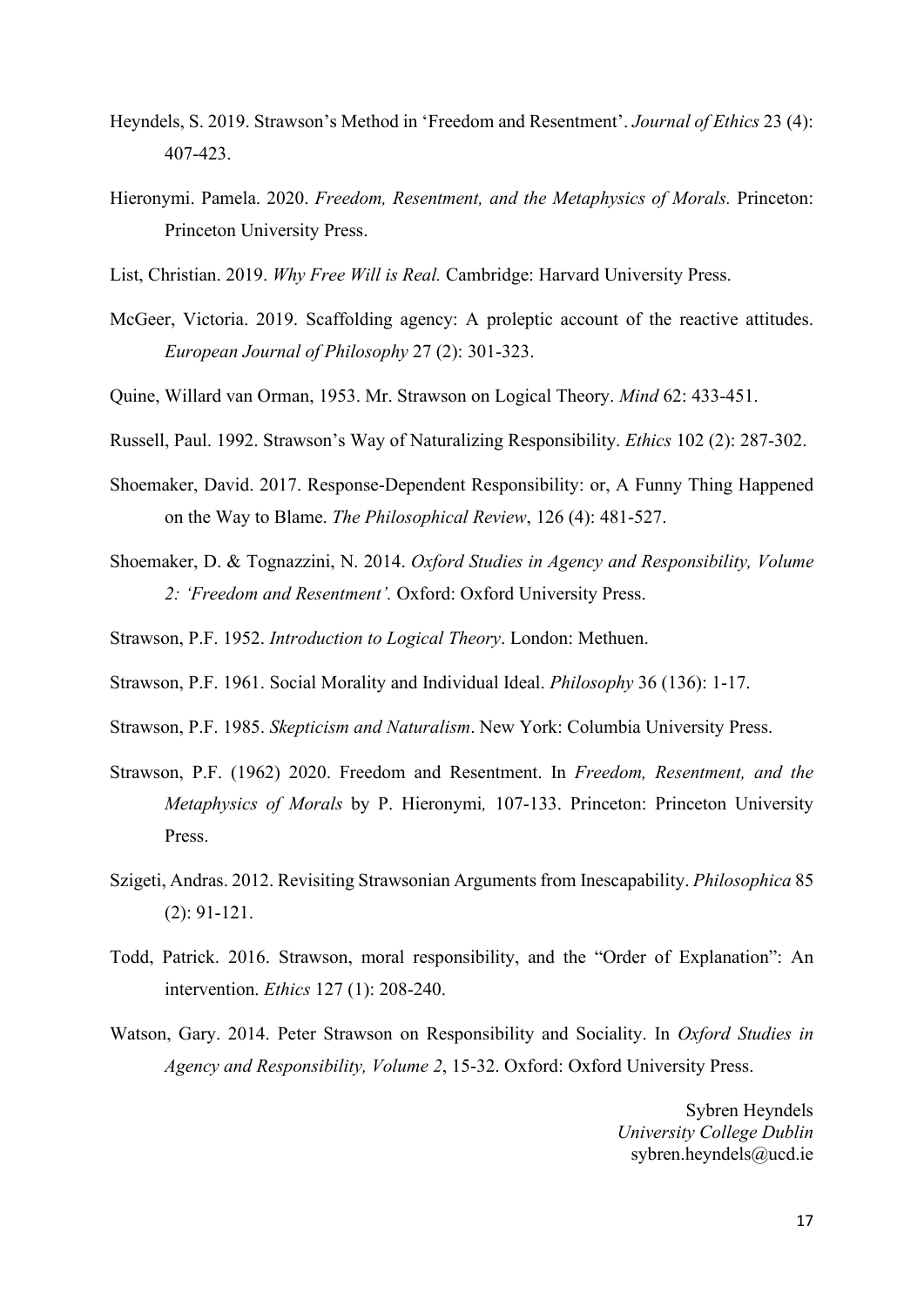Heyndels, S. 2019. Strawson's Method in 'Freedom and Resentment'. *Journal of Ethics* 23 (4): 407-423.

Hieronymi. Pamela. 2020. *Freedom, Resentment, and the Metaphysics of Morals.* Princeton: Princeton University Press.

List, Christian. 2019. *Why Free Will is Real.* Cambridge: Harvard University Press.

McGeer, Victoria. 2019. Scaffolding agency: A proleptic account of the reactive attitudes. *European Journal of Philosophy* 27 (2): 301-323.

Quine, Willard van Orman, 1953. Mr. Strawson on Logical Theory. *Mind* 62: 433-451.

Russell, Paul. 1992. Strawson's Way of Naturalizing Responsibility. *Ethics* 102 (2): 287-302.

Shoemaker, David. 2017. Response-Dependent Responsibility: or, A Funny Thing Happened on the Way to Blame. *The Philosophical Review*, 126 (4): 481-527.

Shoemaker, D. & Tognazzini, N. 2014. *Oxford Studies in Agency and Responsibility, Volume 2: 'Freedom and Resentment'.* Oxford: Oxford University Press.

Strawson, P.F. 1952. *Introduction to Logical Theory*. London: Methuen.

Strawson, P.F. 1961. Social Morality and Individual Ideal. *Philosophy* 36 (136): 1-17.

Strawson, P.F. 1985. *Skepticism and Naturalism*. New York: Columbia University Press.

Strawson, P.F. (1962) 2020. Freedom and Resentment. In *Freedom, Resentment, and the Metaphysics of Morals* by P. Hieronymi*,* 107-133. Princeton: Princeton University Press.

Szigeti, Andras. 2012. Revisiting Strawsonian Arguments from Inescapability. *Philosophica* 85 (2): 91-121.

Todd, Patrick. 2016. Strawson, moral responsibility, and the "Order of Explanation": An intervention. *Ethics* 127 (1): 208-240.

Watson, Gary. 2014. Peter Strawson on Responsibility and Sociality. In *Oxford Studies in Agency and Responsibility, Volume 2*, 15-32. Oxford: Oxford University Press.

Sybren Heyndels
*University College Dublin*
sybren.heyndels@ucd.ie